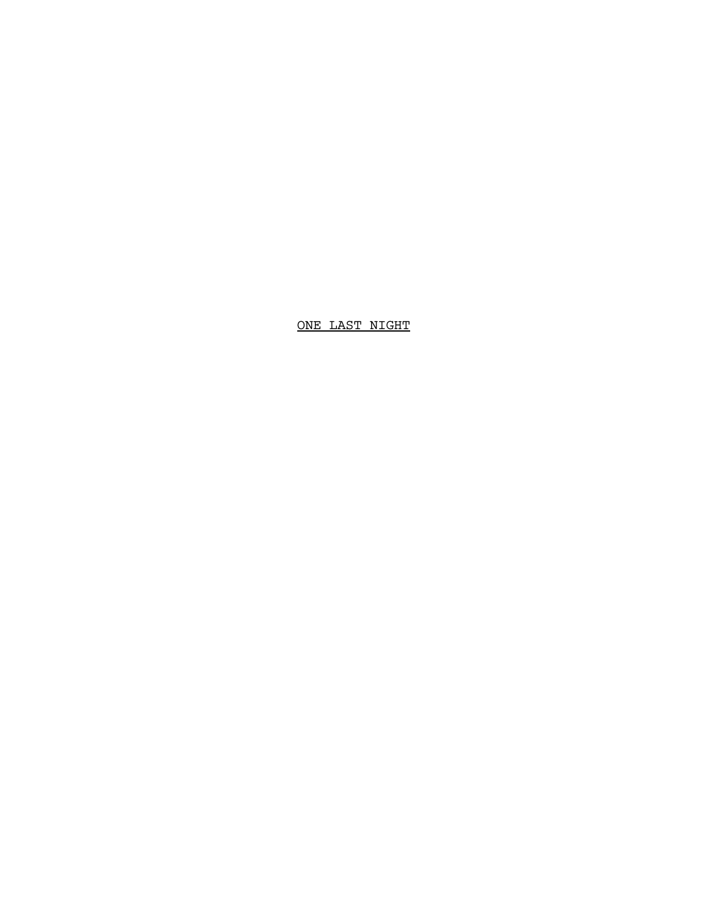ONE LAST NIGHT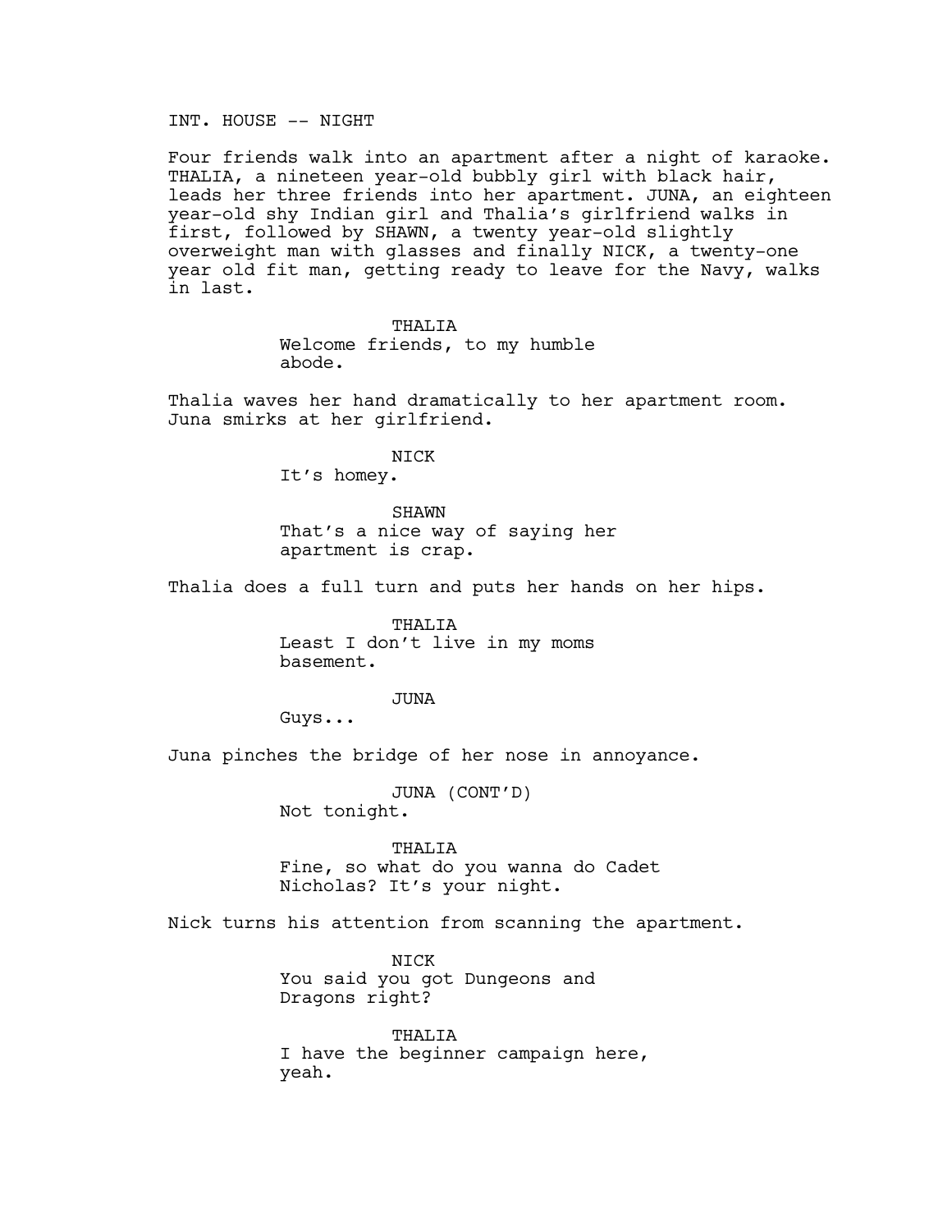INT. HOUSE -- NIGHT

Four friends walk into an apartment after a night of karaoke. THALIA, a nineteen year-old bubbly girl with black hair, leads her three friends into her apartment. JUNA, an eighteen year-old shy Indian girl and Thalia's girlfriend walks in first, followed by SHAWN, a twenty year-old slightly overweight man with glasses and finally NICK, a twenty-one year old fit man, getting ready to leave for the Navy, walks in last.

THALIA
Welcome friends, to my humble abode.

Thalia waves her hand dramatically to her apartment room. Juna smirks at her girlfriend.

NICK
It's homey.

SHAWN
That's a nice way of saying her apartment is crap.

Thalia does a full turn and puts her hands on her hips.

THALIA
Least I don't live in my moms basement.

JUNA
Guys...

Juna pinches the bridge of her nose in annoyance.

JUNA (CONT'D)
Not tonight.

THALIA
Fine, so what do you wanna do Cadet Nicholas? It's your night.

Nick turns his attention from scanning the apartment.

NICK
You said you got Dungeons and Dragons right?

THALIA
I have the beginner campaign here, yeah.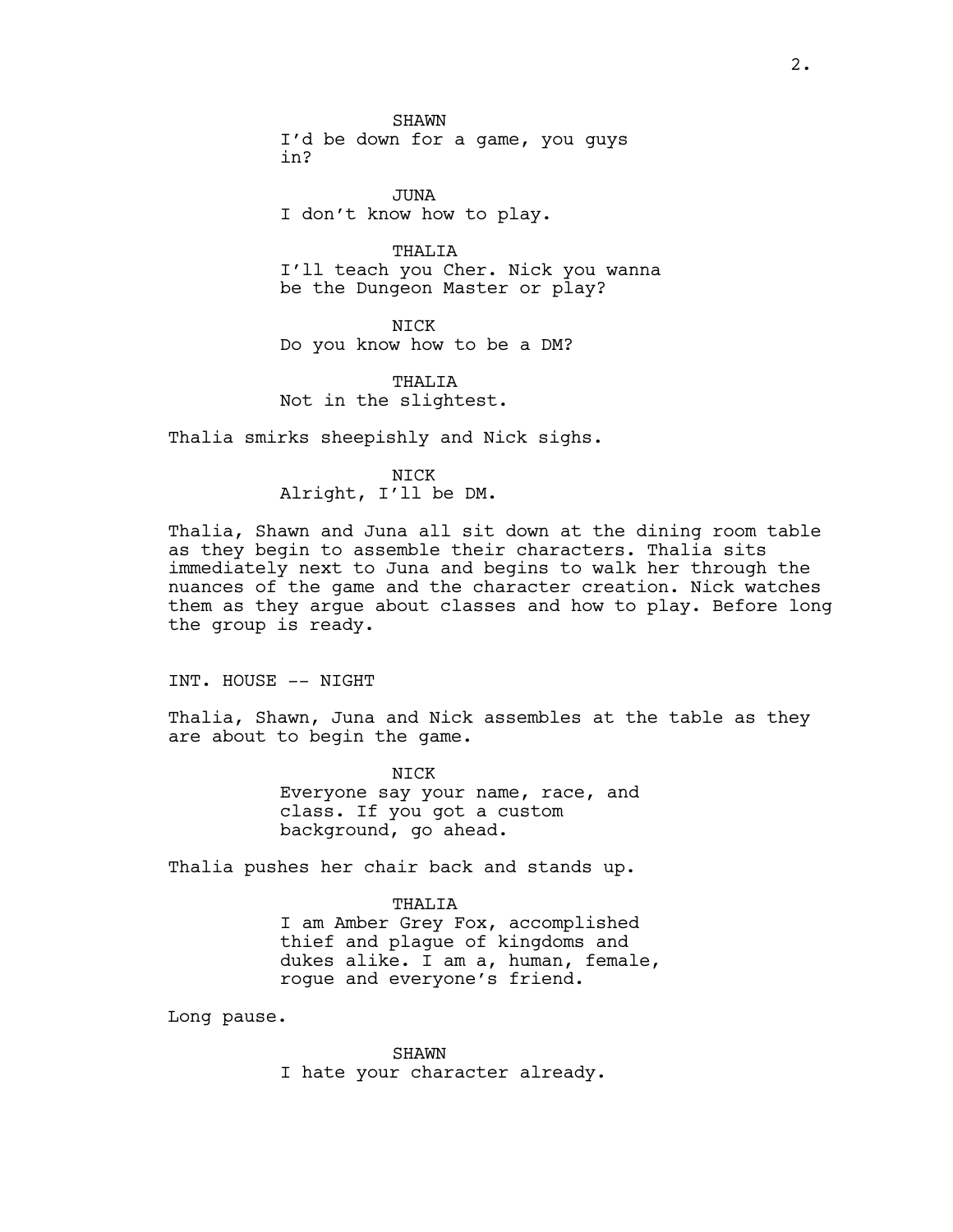SHAWN

I'd be down for a game, you guys in?

JUNA

I don't know how to play.

THALIA

I'll teach you Cher. Nick you wanna be the Dungeon Master or play?

NICK

Do you know how to be a DM?

THALIA

Not in the slightest.

Thalia smirks sheepishly and Nick sighs.

NICK

Alright, I'll be DM.

Thalia, Shawn and Juna all sit down at the dining room table as they begin to assemble their characters. Thalia sits immediately next to Juna and begins to walk her through the nuances of the game and the character creation. Nick watches them as they argue about classes and how to play. Before long the group is ready.

INT. HOUSE -- NIGHT

Thalia, Shawn, Juna and Nick assembles at the table as they are about to begin the game.

NICK

Everyone say your name, race, and class. If you got a custom background, go ahead.

Thalia pushes her chair back and stands up.

THALIA

I am Amber Grey Fox, accomplished thief and plague of kingdoms and dukes alike. I am a, human, female, rogue and everyone's friend.

Long pause.

SHAWN

I hate your character already.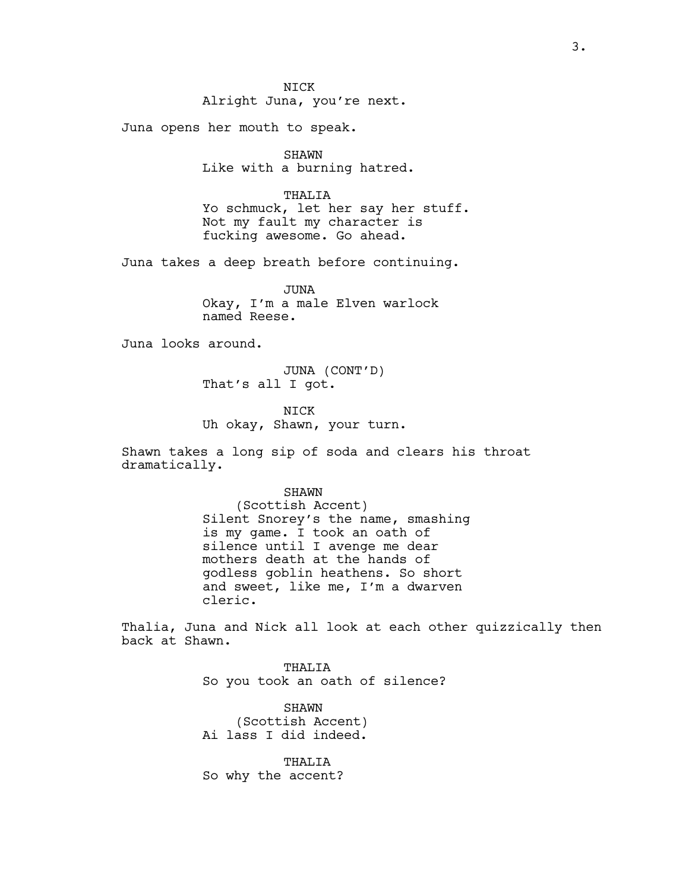NICK
Alright Juna, you're next.

Juna opens her mouth to speak.

SHAWN
Like with a burning hatred.

THALIA
Yo schmuck, let her say her stuff. Not my fault my character is fucking awesome. Go ahead.

Juna takes a deep breath before continuing.

JUNA
Okay, I'm a male Elven warlock named Reese.

Juna looks around.

JUNA (CONT'D)
That's all I got.

NICK
Uh okay, Shawn, your turn.

Shawn takes a long sip of soda and clears his throat dramatically.

SHAWN
(Scottish Accent)
Silent Snorey's the name, smashing is my game. I took an oath of silence until I avenge me dear mothers death at the hands of godless goblin heathens. So short and sweet, like me, I'm a dwarven cleric.

Thalia, Juna and Nick all look at each other quizzically then back at Shawn.

THALIA
So you took an oath of silence?

SHAWN
(Scottish Accent)
Ai lass I did indeed.

THALIA
So why the accent?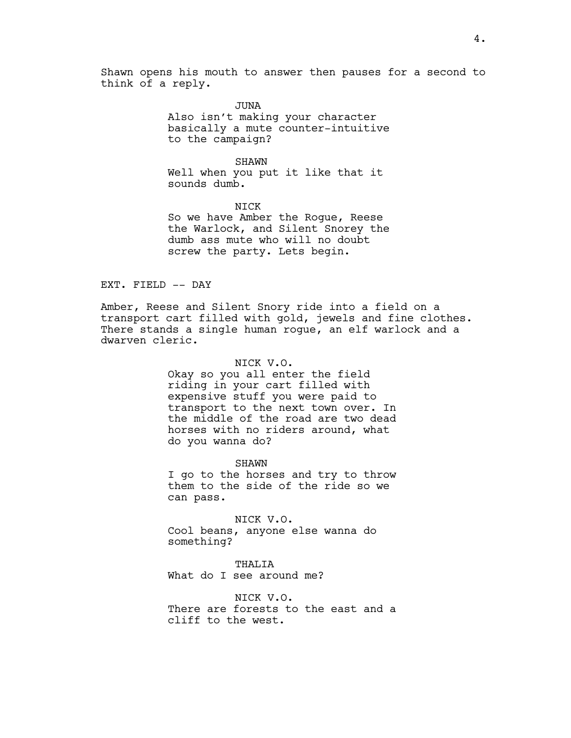Shawn opens his mouth to answer then pauses for a second to think of a reply.

JUNA
Also isn't making your character basically a mute counter-intuitive to the campaign?

SHAWN
Well when you put it like that it sounds dumb.

NICK
So we have Amber the Rogue, Reese the Warlock, and Silent Snorey the dumb ass mute who will no doubt screw the party. Lets begin.

EXT. FIELD -- DAY

Amber, Reese and Silent Snory ride into a field on a transport cart filled with gold, jewels and fine clothes. There stands a single human rogue, an elf warlock and a dwarven cleric.

NICK V.O.
Okay so you all enter the field riding in your cart filled with expensive stuff you were paid to transport to the next town over. In the middle of the road are two dead horses with no riders around, what do you wanna do?

SHAWN
I go to the horses and try to throw them to the side of the ride so we can pass.

NICK V.O.
Cool beans, anyone else wanna do something?

THALIA
What do I see around me?

NICK V.O.
There are forests to the east and a cliff to the west.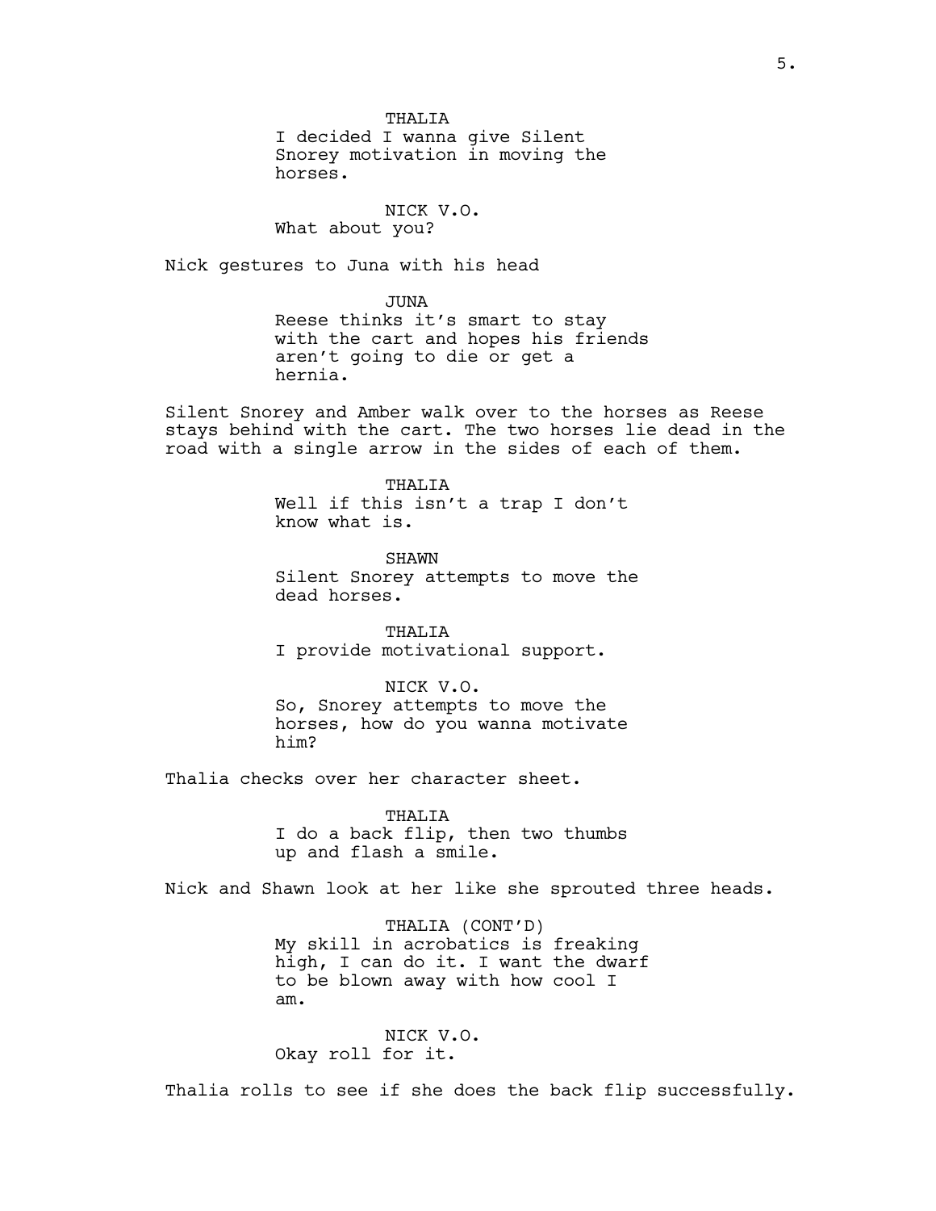THALIA
I decided I wanna give Silent Snorey motivation in moving the horses.

NICK V.O.
What about you?

Nick gestures to Juna with his head

JUNA
Reese thinks it's smart to stay with the cart and hopes his friends aren't going to die or get a hernia.

Silent Snorey and Amber walk over to the horses as Reese stays behind with the cart. The two horses lie dead in the road with a single arrow in the sides of each of them.

THALIA
Well if this isn't a trap I don't know what is.

SHAWN
Silent Snorey attempts to move the dead horses.

THALIA
I provide motivational support.

NICK V.O.
So, Snorey attempts to move the horses, how do you wanna motivate him?

Thalia checks over her character sheet.

THALIA
I do a back flip, then two thumbs up and flash a smile.

Nick and Shawn look at her like she sprouted three heads.

THALIA (CONT'D)
My skill in acrobatics is freaking high, I can do it. I want the dwarf to be blown away with how cool I am.

NICK V.O.
Okay roll for it.

Thalia rolls to see if she does the back flip successfully.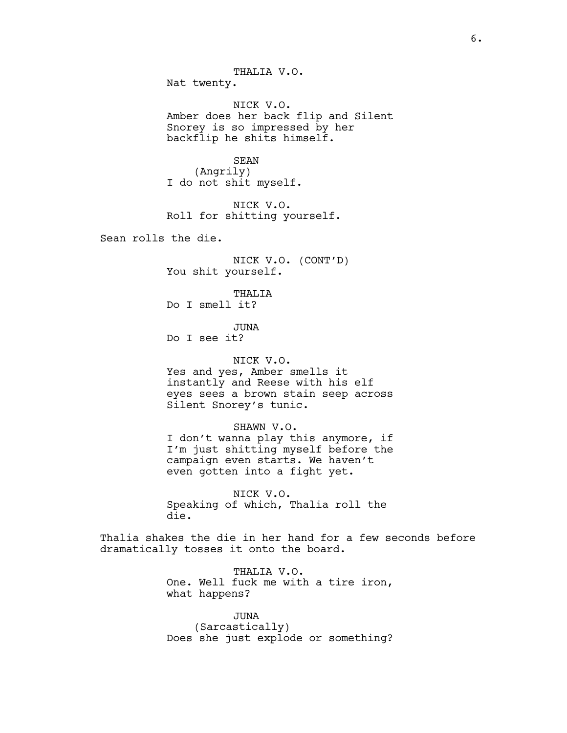THALIA V.O.
Nat twenty.

NICK V.O.
Amber does her back flip and Silent Snorey is so impressed by her backflip he shits himself.

SEAN
(Angrily)
I do not shit myself.

NICK V.O.
Roll for shitting yourself.

Sean rolls the die.

NICK V.O. (CONT'D)
You shit yourself.

THALIA
Do I smell it?

JUNA
Do I see it?

NICK V.O.
Yes and yes, Amber smells it instantly and Reese with his elf eyes sees a brown stain seep across Silent Snorey's tunic.

SHAWN V.O.
I don't wanna play this anymore, if I'm just shitting myself before the campaign even starts. We haven't even gotten into a fight yet.

NICK V.O.
Speaking of which, Thalia roll the die.

Thalia shakes the die in her hand for a few seconds before dramatically tosses it onto the board.

THALIA V.O.
One. Well fuck me with a tire iron, what happens?

JUNA
(Sarcastically)
Does she just explode or something?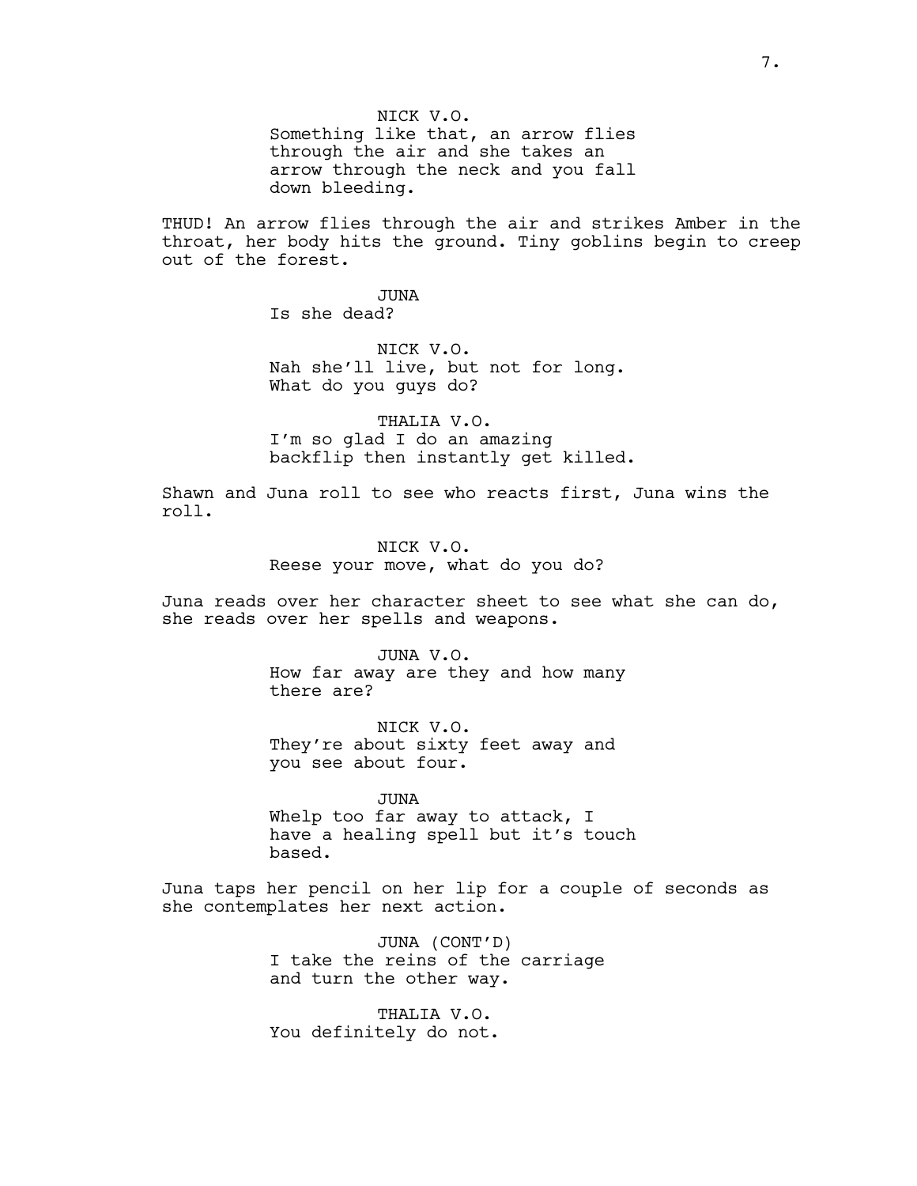NICK V.O.
Something like that, an arrow flies through the air and she takes an arrow through the neck and you fall down bleeding.

THUD! An arrow flies through the air and strikes Amber in the throat, her body hits the ground. Tiny goblins begin to creep out of the forest.

JUNA
Is she dead?

NICK V.O.
Nah she'll live, but not for long. What do you guys do?

THALIA V.O.
I'm so glad I do an amazing backflip then instantly get killed.

Shawn and Juna roll to see who reacts first, Juna wins the roll.

NICK V.O.
Reese your move, what do you do?

Juna reads over her character sheet to see what she can do, she reads over her spells and weapons.

JUNA V.O.
How far away are they and how many there are?

NICK V.O.
They're about sixty feet away and you see about four.

JUNA
Whelp too far away to attack, I have a healing spell but it's touch based.

Juna taps her pencil on her lip for a couple of seconds as she contemplates her next action.

JUNA (CONT'D)
I take the reins of the carriage and turn the other way.

THALIA V.O.
You definitely do not.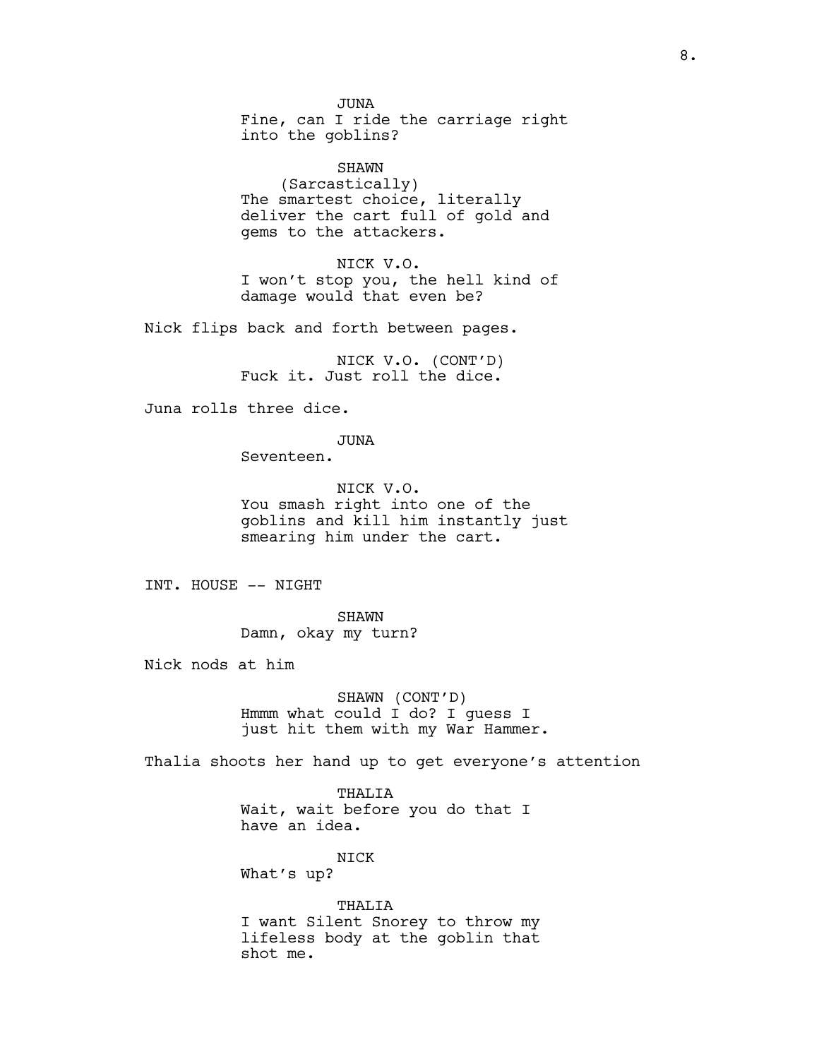JUNA
Fine, can I ride the carriage right into the goblins?

SHAWN
(Sarcastically)
The smartest choice, literally deliver the cart full of gold and gems to the attackers.

NICK V.O.
I won't stop you, the hell kind of damage would that even be?

Nick flips back and forth between pages.

NICK V.O. (CONT'D)
Fuck it. Just roll the dice.

Juna rolls three dice.

JUNA
Seventeen.

NICK V.O.
You smash right into one of the goblins and kill him instantly just smearing him under the cart.

INT. HOUSE -- NIGHT

SHAWN
Damn, okay my turn?

Nick nods at him

SHAWN (CONT'D)
Hmmm what could I do? I guess I just hit them with my War Hammer.

Thalia shoots her hand up to get everyone's attention

THALIA
Wait, wait before you do that I have an idea.

NICK
What's up?

THALIA
I want Silent Snorey to throw my lifeless body at the goblin that shot me.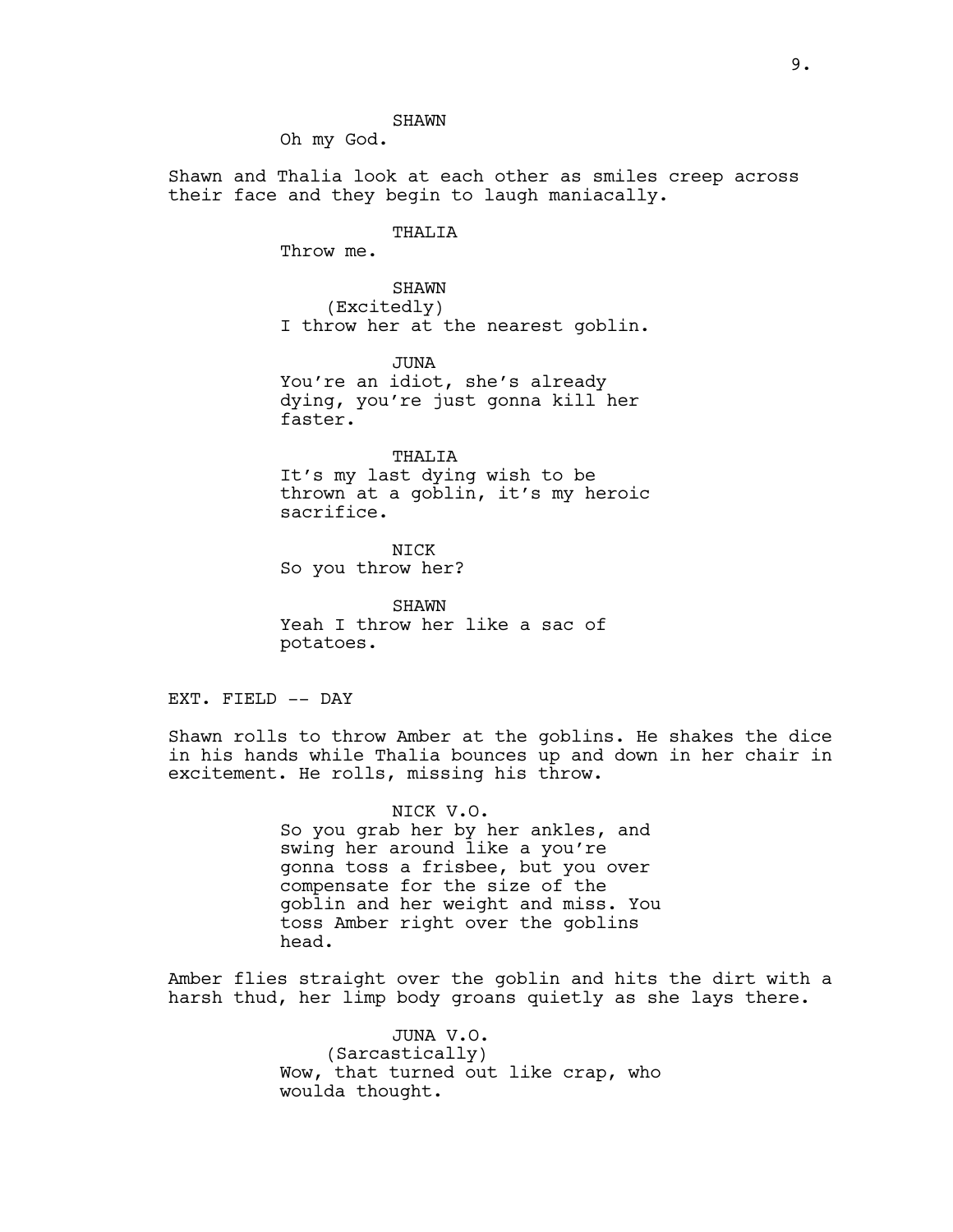SHAWN

Oh my God.

Shawn and Thalia look at each other as smiles creep across their face and they begin to laugh maniacally.

THALIA

Throw me.

SHAWN

(Excitedly)

I throw her at the nearest goblin.

JUNA

You're an idiot, she's already dying, you're just gonna kill her faster.

THALIA

It's my last dying wish to be thrown at a goblin, it's my heroic sacrifice.

NICK

So you throw her?

SHAWN

Yeah I throw her like a sac of potatoes.

EXT. FIELD -- DAY

Shawn rolls to throw Amber at the goblins. He shakes the dice in his hands while Thalia bounces up and down in her chair in excitement. He rolls, missing his throw.

NICK V.O.

So you grab her by her ankles, and swing her around like a you're gonna toss a frisbee, but you over compensate for the size of the goblin and her weight and miss. You toss Amber right over the goblins head.

Amber flies straight over the goblin and hits the dirt with a harsh thud, her limp body groans quietly as she lays there.

JUNA V.O.

(Sarcastically)

Wow, that turned out like crap, who woulda thought.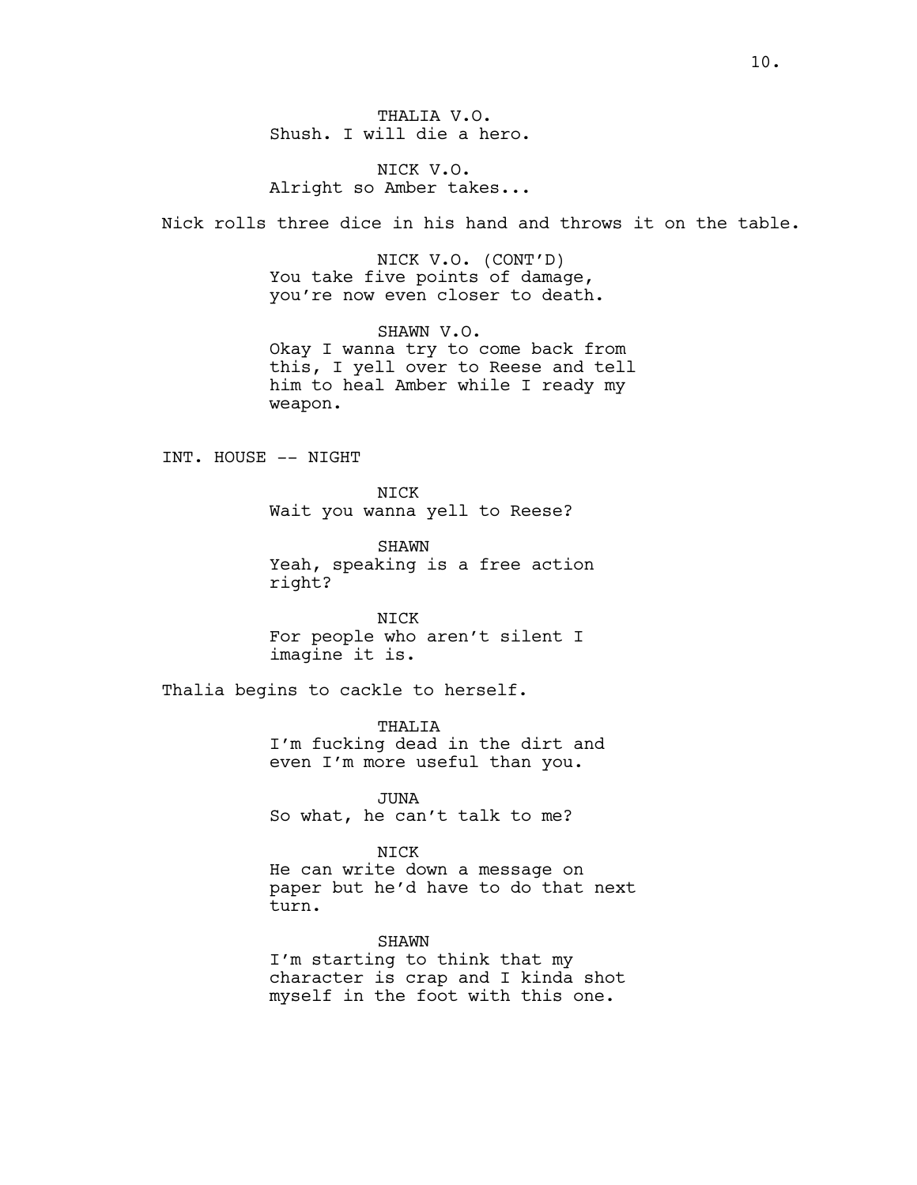THALIA V.O.
Shush. I will die a hero.

NICK V.O.
Alright so Amber takes...

Nick rolls three dice in his hand and throws it on the table.

NICK V.O. (CONT'D)
You take five points of damage, you're now even closer to death.

SHAWN V.O.
Okay I wanna try to come back from this, I yell over to Reese and tell him to heal Amber while I ready my weapon.

INT. HOUSE -- NIGHT

NICK
Wait you wanna yell to Reese?

SHAWN
Yeah, speaking is a free action right?

NICK
For people who aren't silent I imagine it is.

Thalia begins to cackle to herself.

THALIA
I'm fucking dead in the dirt and even I'm more useful than you.

JUNA
So what, he can't talk to me?

NICK
He can write down a message on paper but he'd have to do that next turn.

SHAWN
I'm starting to think that my character is crap and I kinda shot myself in the foot with this one.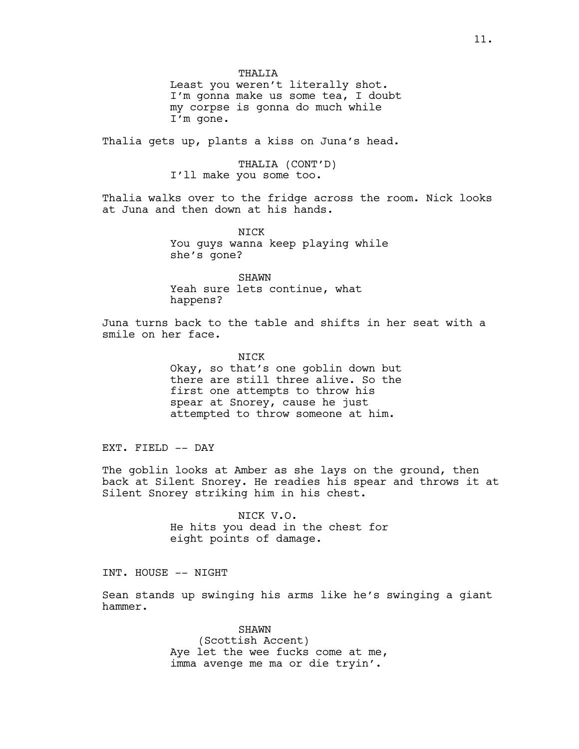THALIA
Least you weren't literally shot. I'm gonna make us some tea, I doubt my corpse is gonna do much while I'm gone.

Thalia gets up, plants a kiss on Juna's head.

THALIA (CONT'D)
I'll make you some too.

Thalia walks over to the fridge across the room. Nick looks at Juna and then down at his hands.

NICK
You guys wanna keep playing while she's gone?

SHAWN
Yeah sure lets continue, what happens?

Juna turns back to the table and shifts in her seat with a smile on her face.

NICK
Okay, so that's one goblin down but there are still three alive. So the first one attempts to throw his spear at Snorey, cause he just attempted to throw someone at him.

EXT. FIELD -- DAY

The goblin looks at Amber as she lays on the ground, then back at Silent Snorey. He readies his spear and throws it at Silent Snorey striking him in his chest.

NICK V.O.
He hits you dead in the chest for eight points of damage.

INT. HOUSE -- NIGHT

Sean stands up swinging his arms like he's swinging a giant hammer.

SHAWN
(Scottish Accent)
Aye let the wee fucks come at me, imma avenge me ma or die tryin'.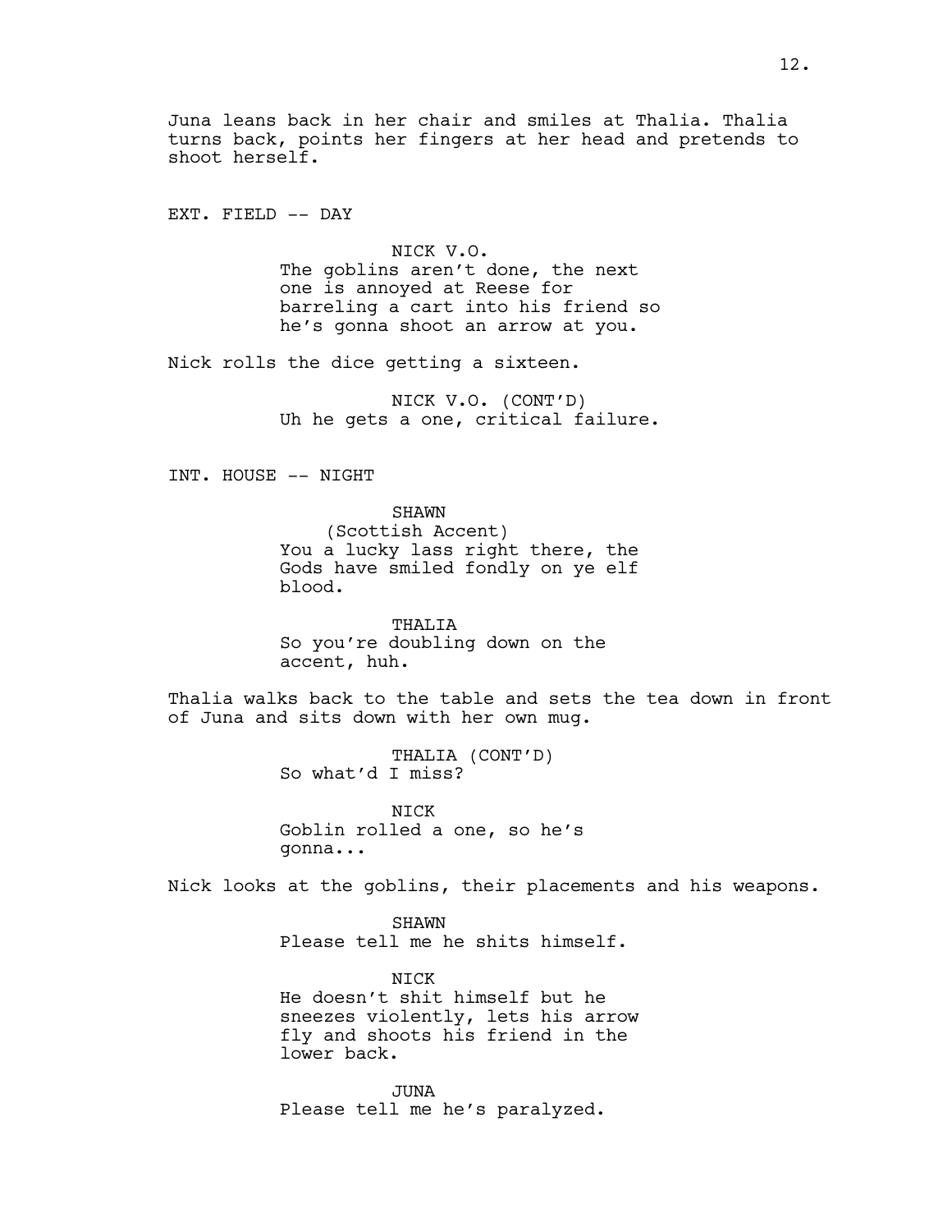Juna leans back in her chair and smiles at Thalia. Thalia turns back, points her fingers at her head and pretends to shoot herself.

EXT. FIELD -- DAY

NICK V.O.
The goblins aren't done, the next one is annoyed at Reese for barreling a cart into his friend so he's gonna shoot an arrow at you.

Nick rolls the dice getting a sixteen.

NICK V.O. (CONT'D)
Uh he gets a one, critical failure.

INT. HOUSE -- NIGHT

SHAWN
(Scottish Accent)
You a lucky lass right there, the Gods have smiled fondly on ye elf blood.

THALIA
So you're doubling down on the accent, huh.

Thalia walks back to the table and sets the tea down in front of Juna and sits down with her own mug.

THALIA (CONT'D)
So what'd I miss?

NICK
Goblin rolled a one, so he's gonna...

Nick looks at the goblins, their placements and his weapons.

SHAWN
Please tell me he shits himself.

NICK
He doesn't shit himself but he sneezes violently, lets his arrow fly and shoots his friend in the lower back.

JUNA
Please tell me he's paralyzed.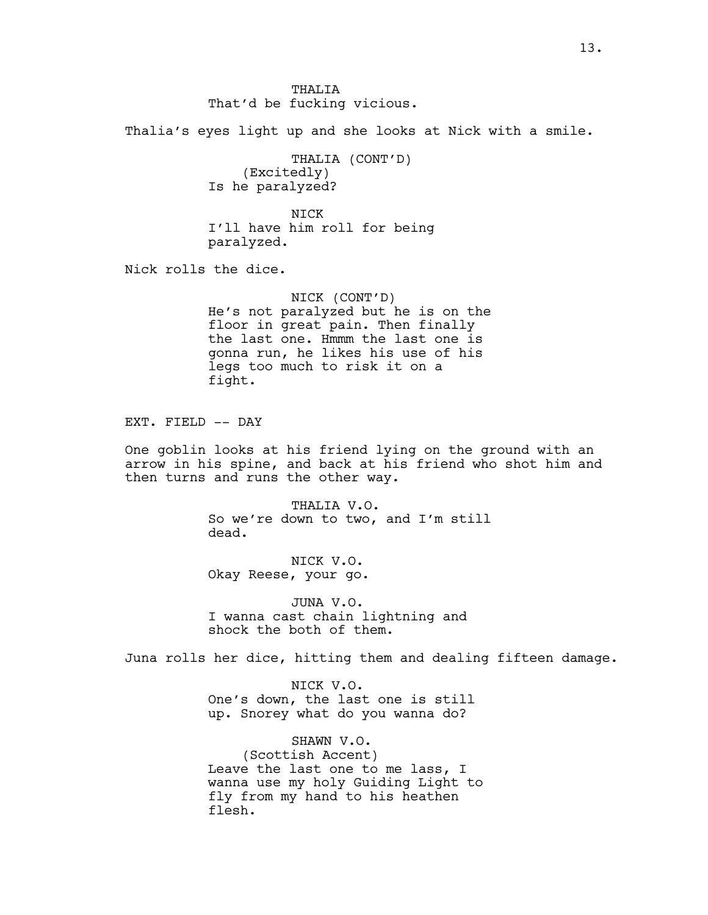THALIA
That'd be fucking vicious.

Thalia's eyes light up and she looks at Nick with a smile.

THALIA (CONT'D)
(Excitedly)
Is he paralyzed?

NICK
I'll have him roll for being paralyzed.

Nick rolls the dice.

NICK (CONT'D)
He's not paralyzed but he is on the floor in great pain. Then finally the last one. Hmmm the last one is gonna run, he likes his use of his legs too much to risk it on a fight.

EXT. FIELD -- DAY

One goblin looks at his friend lying on the ground with an arrow in his spine, and back at his friend who shot him and then turns and runs the other way.

THALIA V.O.
So we're down to two, and I'm still dead.

NICK V.O.
Okay Reese, your go.

JUNA V.O.
I wanna cast chain lightning and shock the both of them.

Juna rolls her dice, hitting them and dealing fifteen damage.

NICK V.O.
One's down, the last one is still up. Snorey what do you wanna do?

SHAWN V.O.
(Scottish Accent)
Leave the last one to me lass, I wanna use my holy Guiding Light to fly from my hand to his heathen flesh.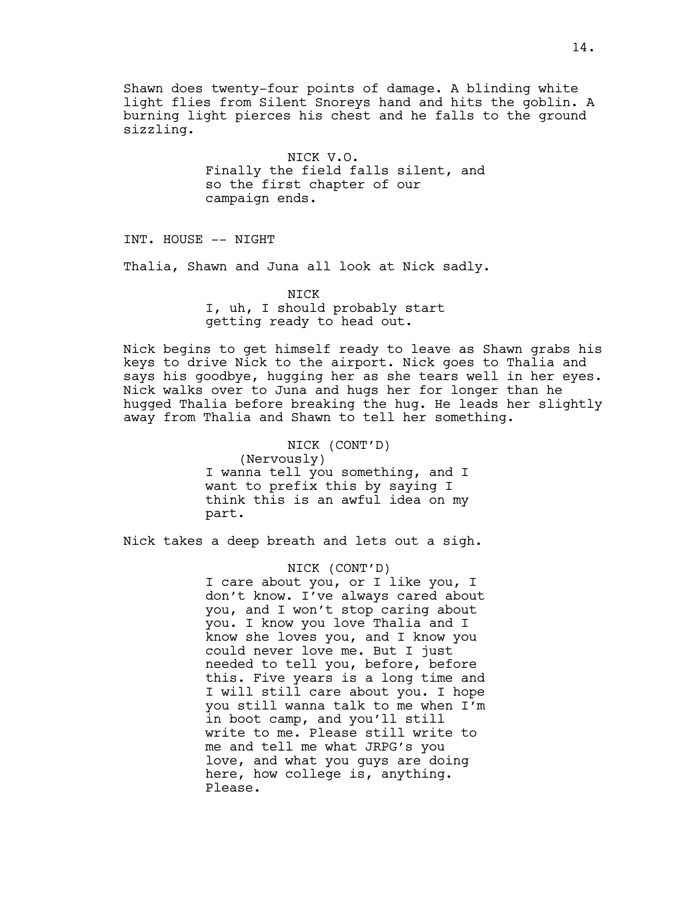Shawn does twenty-four points of damage. A blinding white light flies from Silent Snoreys hand and hits the goblin. A burning light pierces his chest and he falls to the ground sizzling.

NICK V.O.
Finally the field falls silent, and so the first chapter of our campaign ends.

INT. HOUSE -- NIGHT

Thalia, Shawn and Juna all look at Nick sadly.

NICK
I, uh, I should probably start getting ready to head out.

Nick begins to get himself ready to leave as Shawn grabs his keys to drive Nick to the airport. Nick goes to Thalia and says his goodbye, hugging her as she tears well in her eyes. Nick walks over to Juna and hugs her for longer than he hugged Thalia before breaking the hug. He leads her slightly away from Thalia and Shawn to tell her something.

NICK (CONT'D)
(Nervously)
I wanna tell you something, and I want to prefix this by saying I think this is an awful idea on my part.

Nick takes a deep breath and lets out a sigh.

NICK (CONT'D)
I care about you, or I like you, I don't know. I've always cared about you, and I won't stop caring about you. I know you love Thalia and I know she loves you, and I know you could never love me. But I just needed to tell you, before, before this. Five years is a long time and I will still care about you. I hope you still wanna talk to me when I'm in boot camp, and you'll still write to me. Please still write to me and tell me what JRPG's you love, and what you guys are doing here, how college is, anything. Please.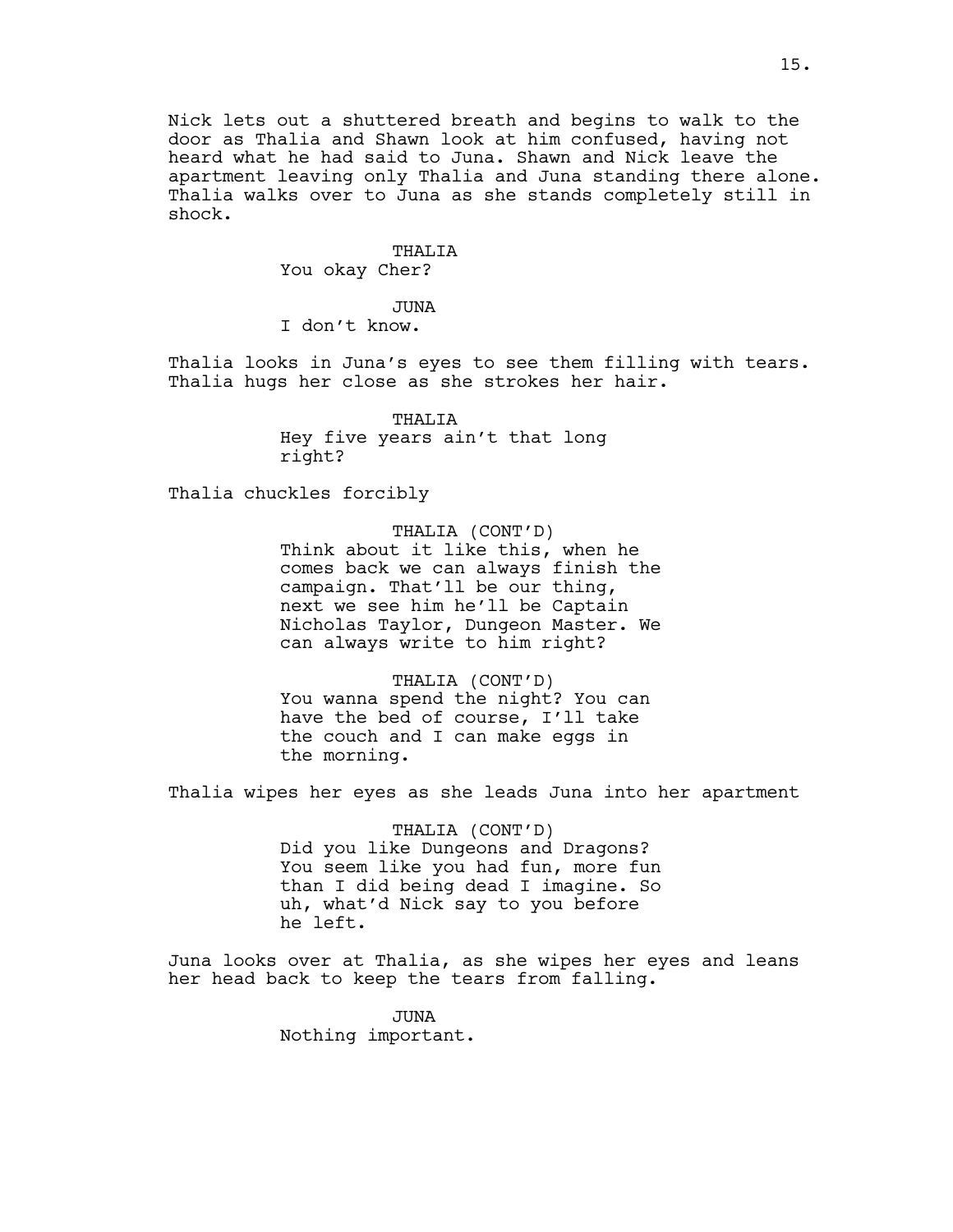Nick lets out a shuttered breath and begins to walk to the door as Thalia and Shawn look at him confused, having not heard what he had said to Juna. Shawn and Nick leave the apartment leaving only Thalia and Juna standing there alone. Thalia walks over to Juna as she stands completely still in shock.

THALIA
You okay Cher?

JUNA
I don't know.

Thalia looks in Juna's eyes to see them filling with tears. Thalia hugs her close as she strokes her hair.

THALIA
Hey five years ain't that long right?

Thalia chuckles forcibly

THALIA (CONT'D)
Think about it like this, when he comes back we can always finish the campaign. That'll be our thing, next we see him he'll be Captain Nicholas Taylor, Dungeon Master. We can always write to him right?

THALIA (CONT'D)
You wanna spend the night? You can have the bed of course, I'll take the couch and I can make eggs in the morning.

Thalia wipes her eyes as she leads Juna into her apartment

THALIA (CONT'D)
Did you like Dungeons and Dragons? You seem like you had fun, more fun than I did being dead I imagine. So uh, what'd Nick say to you before he left.

Juna looks over at Thalia, as she wipes her eyes and leans her head back to keep the tears from falling.

JUNA
Nothing important.